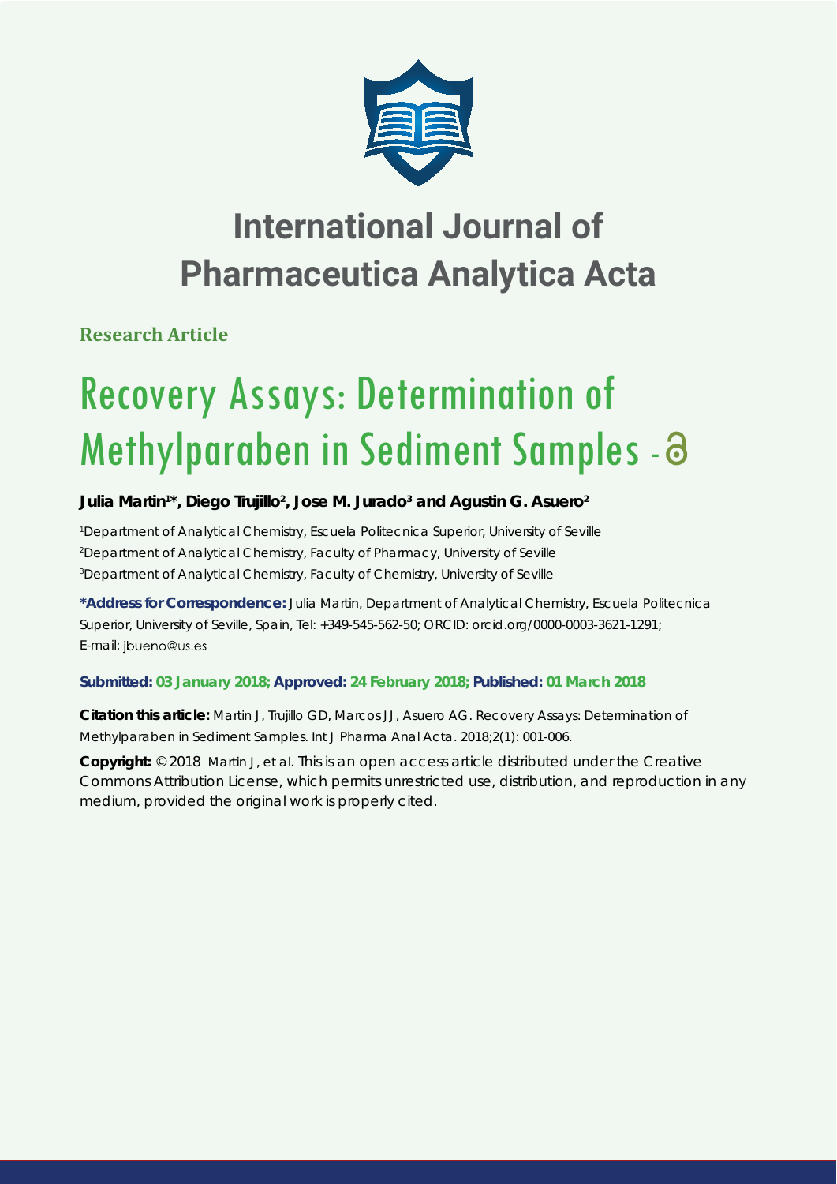# International Journal of Pharmaceutica Analytica Acta

**Research Article**

# Recovery Assays: Determination of Methylparaben in Sediment Samples -

**Julia Martin[1]*, Diego Trujillo[2], Jose M. Jurado[3] and Agustin G. Asuero[2]**

[1]Department of Analytical Chemistry, Escuela Politecnica Superior, University of Seville
[2]Department of Analytical Chemistry, Faculty of Pharmacy, University of Seville
[3]Department of Analytical Chemistry, Faculty of Chemistry, University of Seville

**\*Address for Correspondence:** Julia Martin, Department of Analytical Chemistry, Escuela Politecnica Superior, University of Seville, Spain, Tel: +349-545-562-50; ORCID: orcid.org/0000-0003-3621-1291; E-mail: jbueno@us.es

**Submitted: 03 January 2018; Approved: 24 February 2018; Published: 01 March 2018**

**Citation this article:** Martin J, Trujillo GD, Marcos JJ, Asuero AG. Recovery Assays: Determination of Methylparaben in Sediment Samples. Int J Pharma Anal Acta. 2018;2(1): 001-006.

**Copyright:** © 2018 Martin J, et al. This is an open access article distributed under the Creative Commons Attribution License, which permits unrestricted use, distribution, and reproduction in any medium, provided the original work is properly cited.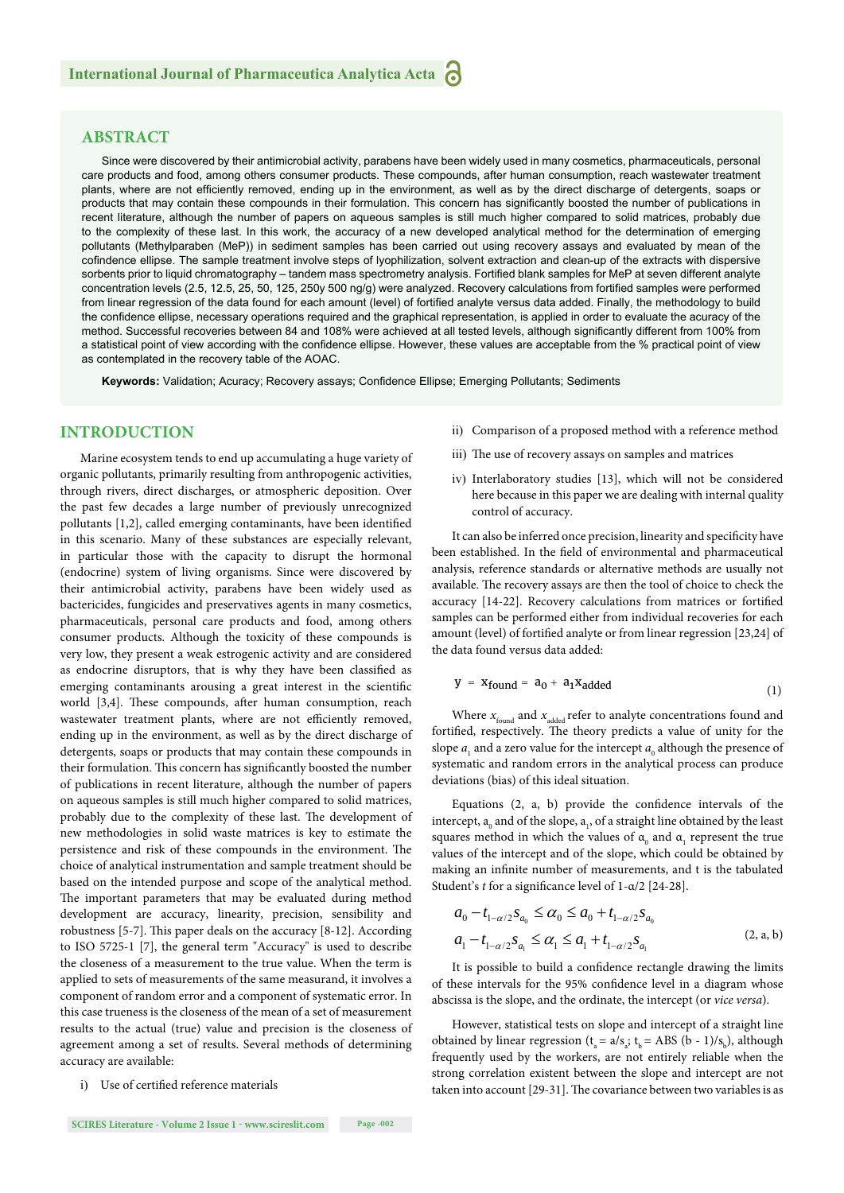## ABSTRACT

Since were discovered by their antimicrobial activity, parabens have been widely used in many cosmetics, pharmaceuticals, personal care products and food, among others consumer products. These compounds, after human consumption, reach wastewater treatment plants, where are not efficiently removed, ending up in the environment, as well as by the direct discharge of detergents, soaps or products that may contain these compounds in their formulation. This concern has significantly boosted the number of publications in recent literature, although the number of papers on aqueous samples is still much higher compared to solid matrices, probably due to the complexity of these last. In this work, the accuracy of a new developed analytical method for the determination of emerging pollutants (Methylparaben (MeP)) in sediment samples has been carried out using recovery assays and evaluated by mean of the cofindence ellipse. The sample treatment involve steps of lyophilization, solvent extraction and clean-up of the extracts with dispersive sorbents prior to liquid chromatography – tandem mass spectrometry analysis. Fortified blank samples for MeP at seven different analyte concentration levels (2.5, 12.5, 25, 50, 125, 250y 500 ng/g) were analyzed. Recovery calculations from fortified samples were performed from linear regression of the data found for each amount (level) of fortified analyte versus data added. Finally, the methodology to build the confidence ellipse, necessary operations required and the graphical representation, is applied in order to evaluate the acuracy of the method. Successful recoveries between 84 and 108% were achieved at all tested levels, although significantly different from 100% from a statistical point of view according with the confidence ellipse. However, these values are acceptable from the % practical point of view as contemplated in the recovery table of the AOAC.

**Keywords:** Validation; Acuracy; Recovery assays; Confidence Ellipse; Emerging Pollutants; Sediments

## INTRODUCTION

Marine ecosystem tends to end up accumulating a huge variety of organic pollutants, primarily resulting from anthropogenic activities, through rivers, direct discharges, or atmospheric deposition. Over the past few decades a large number of previously unrecognized pollutants [1,2], called emerging contaminants, have been identified in this scenario. Many of these substances are especially relevant, in particular those with the capacity to disrupt the hormonal (endocrine) system of living organisms. Since were discovered by their antimicrobial activity, parabens have been widely used as bactericides, fungicides and preservatives agents in many cosmetics, pharmaceuticals, personal care products and food, among others consumer products. Although the toxicity of these compounds is very low, they present a weak estrogenic activity and are considered as endocrine disruptors, that is why they have been classified as emerging contaminants arousing a great interest in the scientific world [3,4]. These compounds, after human consumption, reach wastewater treatment plants, where are not efficiently removed, ending up in the environment, as well as by the direct discharge of detergents, soaps or products that may contain these compounds in their formulation. This concern has significantly boosted the number of publications in recent literature, although the number of papers on aqueous samples is still much higher compared to solid matrices, probably due to the complexity of these last. The development of new methodologies in solid waste matrices is key to estimate the persistence and risk of these compounds in the environment. The choice of analytical instrumentation and sample treatment should be based on the intended purpose and scope of the analytical method. The important parameters that may be evaluated during method development are accuracy, linearity, precision, sensibility and robustness [5-7]. This paper deals on the accuracy [8-12]. According to ISO 5725-1 [7], the general term "Accuracy" is used to describe the closeness of a measurement to the true value. When the term is applied to sets of measurements of the same measurand, it involves a component of random error and a component of systematic error. In this case trueness is the closeness of the mean of a set of measurement results to the actual (true) value and precision is the closeness of agreement among a set of results. Several methods of determining accuracy are available:

i) Use of certified reference materials

ii) Comparison of a proposed method with a reference method

iii) The use of recovery assays on samples and matrices

iv) Interlaboratory studies [13], which will not be considered here because in this paper we are dealing with internal quality control of accuracy.

It can also be inferred once precision, linearity and specificity have been established. In the field of environmental and pharmaceutical analysis, reference standards or alternative methods are usually not available. The recovery assays are then the tool of choice to check the accuracy [14-22]. Recovery calculations from matrices or fortified samples can be performed either from individual recoveries for each amount (level) of fortified analyte or from linear regression [23,24] of the data found versus data added:

$$y = x_{found} = a_0 + a_1 x_{added} \tag{1}$$

Where $x_{found}$ and $x_{added}$ refer to analyte concentrations found and fortified, respectively. The theory predicts a value of unity for the slope $a_1$ and a zero value for the intercept $a_0$ although the presence of systematic and random errors in the analytical process can produce deviations (bias) of this ideal situation.

Equations (2, a, b) provide the confidence intervals of the intercept, $a_0$ and of the slope, $a_1$, of a straight line obtained by the least squares method in which the values of $\alpha_0$ and $\alpha_1$ represent the true values of the intercept and of the slope, which could be obtained by making an infinite number of measurements, and t is the tabulated Student's *t* for a significance level of 1-α/2 [24-28].

$$\begin{aligned} a_0 - t_{1-\alpha/2} s_{a_0} &\le \alpha_0 \le a_0 + t_{1-\alpha/2} s_{a_0} \\ a_1 - t_{1-\alpha/2} s_{a_1} &\le \alpha_1 \le a_1 + t_{1-\alpha/2} s_{a_1} \end{aligned} \tag{2, a, b}$$

It is possible to build a confidence rectangle drawing the limits of these intervals for the 95% confidence level in a diagram whose abscissa is the slope, and the ordinate, the intercept (or *vice versa*).

However, statistical tests on slope and intercept of a straight line obtained by linear regression ($t_a = a/s_a$; $t_b$ = ABS $(b - 1)/s_b$), although frequently used by the workers, are not entirely reliable when the strong correlation existent between the slope and intercept are not taken into account [29-31]. The covariance between two variables is as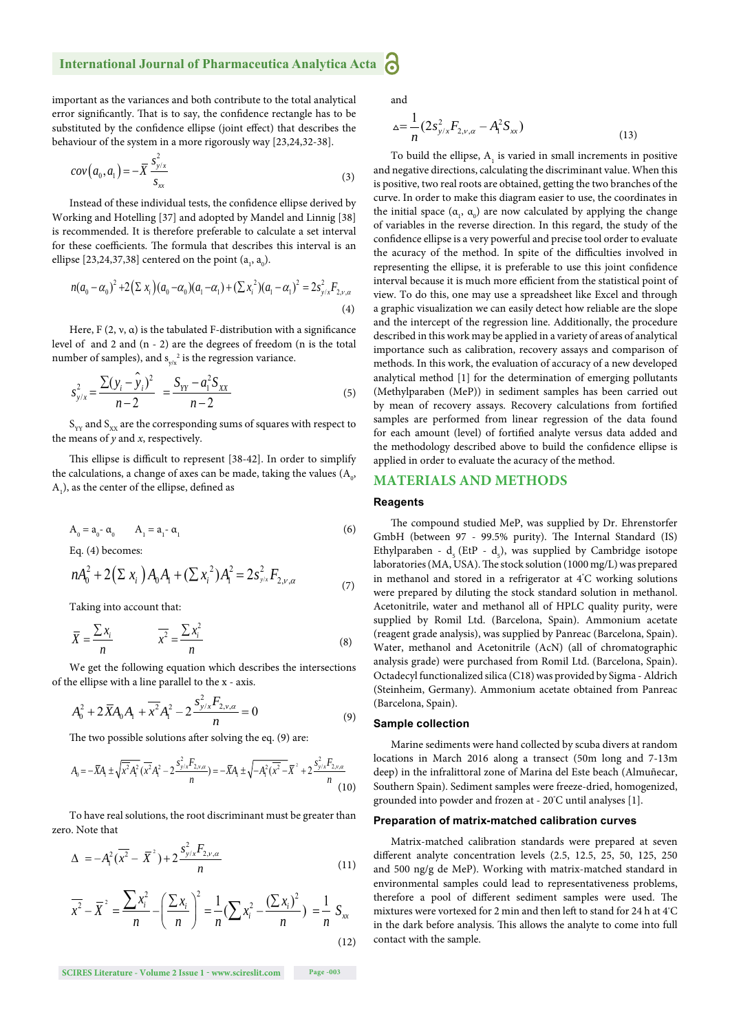important as the variances and both contribute to the total analytical error significantly. That is to say, the confidence rectangle has to be substituted by the confidence ellipse (joint effect) that describes the behaviour of the system in a more rigorously way [23,24,32-38].

$$cov\left(a_0, a_1\right) = -\overline{X}\,\frac{s_{y/x}^2}{s_{xx}} \tag{3}$$

Instead of these individual tests, the confidence ellipse derived by Working and Hotelling [37] and adopted by Mandel and Linnig [38] is recommended. It is therefore preferable to calculate a set interval for these coefficients. The formula that describes this interval is an ellipse [23,24,37,38] centered on the point ($a_1$, $a_0$).

$$n(a_0-\alpha_0)^2 + 2\left(\Sigma\, x_i\right)(a_0-\alpha_0)(a_1-\alpha_1) + (\Sigma\, x_i^2)(a_1-\alpha_1)^2 = 2s_{y/x}^2 F_{2,\nu,\alpha} \tag{4}$$

Here, F (2, ν, α) is the tabulated F-distribution with a significance level of and 2 and (n - 2) are the degrees of freedom (n is the total number of samples), and $s_{y/x}^2$ is the regression variance.

$$s_{y/x}^2 = \frac{\Sigma(y_i - \hat{y}_i)^2}{n-2} = \frac{S_{YY} - a_1^2 S_{XX}}{n-2} \tag{5}$$

$S_{YY}$ and $S_{XX}$ are the corresponding sums of squares with respect to the means of *y* and *x*, respectively.

This ellipse is difficult to represent [38-42]. In order to simplify the calculations, a change of axes can be made, taking the values ($A_0$, $A_1$), as the center of the ellipse, defined as

$$A_0 = a_0 - \alpha_0 \qquad A_1 = a_1 - \alpha_1 \tag{6}$$

Eq. (4) becomes:

$$nA_0^2 + 2\left(\Sigma\, x_i\right)A_0 A_1 + (\Sigma\, x_i^2)A_1^2 = 2s_{y/x}^2 F_{2,\nu,\alpha} \tag{7}$$

Taking into account that:

$$\overline{X} = \frac{\sum x_i}{n} \qquad \overline{x^2} = \frac{\sum x_i^2}{n} \tag{8}$$

We get the following equation which describes the intersections of the ellipse with a line parallel to the x - axis.

$$A_0^2 + 2\,\overline{X}A_0A_1 + \overline{x^2}A_1^2 - 2\frac{s_{y/x}^2 F_{2,\nu,\alpha}}{n} = 0 \tag{9}$$

The two possible solutions after solving the eq. (9) are:

$$A_0 = -\overline{X}A_1 \pm \sqrt{\overline{x^2}A_1^2\,(\overline{x^2}A_1^2 - 2\frac{s_{y/x}^2 F_{2,\nu,\alpha}}{n})} = -\overline{X}A_1 \pm \sqrt{-A_1^2(\overline{x^2} - \overline{X}^2 + 2\frac{s_{y/x}^2 F_{2,\nu,\alpha}}{n}} \tag{10}$$

To have real solutions, the root discriminant must be greater than zero. Note that

$$\Delta = -A_1^2(\overline{x^2} - \overline{X}^2) + 2\frac{s_{y/x}^2 F_{2,\nu,\alpha}}{n} \tag{11}$$

$$\overline{x^2} - \overline{X}^2 = \frac{\sum x_i^2}{n} - \left(\frac{\sum x_i}{n}\right)^2 = \frac{1}{n}(\sum x_i^2 - \frac{(\sum x_i)^2}{n}) = \frac{1}{n}\,S_{xx} \tag{12}$$

and

$$\Delta = \frac{1}{n}(2s_{y/x}^2 F_{2,\nu,\alpha} - A_1^2 S_{xx}) \tag{13}$$

To build the ellipse, $A_1$ is varied in small increments in positive and negative directions, calculating the discriminant value. When this is positive, two real roots are obtained, getting the two branches of the curve. In order to make this diagram easier to use, the coordinates in the initial space ($\alpha_1$, $\alpha_0$) are now calculated by applying the change of variables in the reverse direction. In this regard, the study of the confidence ellipse is a very powerful and precise tool order to evaluate the accuracy of the method. In spite of the difficulties involved in representing the ellipse, it is preferable to use this joint confidence interval because it is much more efficient from the statistical point of view. To do this, one may use a spreadsheet like Excel and through a graphic visualization we can easily detect how reliable are the slope and the intercept of the regression line. Additionally, the procedure described in this work may be applied in a variety of areas of analytical importance such as calibration, recovery assays and comparison of methods. In this work, the evaluation of accuracy of a new developed analytical method [1] for the determination of emerging pollutants (Methylparaben (MeP)) in sediment samples has been carried out by mean of recovery assays. Recovery calculations from fortified samples are performed from linear regression of the data found for each amount (level) of fortified analyte versus data added and the methodology described above to build the confidence ellipse is applied in order to evaluate the acuracy of the method.

## MATERIALS AND METHODS

### Reagents

The compound studied MeP, was supplied by Dr. Ehrenstorfer GmbH (between 97 - 99.5% purity). The Internal Standard (IS) Ethylparaben - $d_5$ (EtP - $d_5$), was supplied by Cambridge isotope laboratories (MA, USA). The stock solution (1000 mg/L) was prepared in methanol and stored in a refrigerator at 4°C working solutions were prepared by diluting the stock standard solution in methanol. Acetonitrile, water and methanol all of HPLC quality purity, were supplied by Romil Ltd. (Barcelona, Spain). Ammonium acetate (reagent grade analysis), was supplied by Panreac (Barcelona, Spain). Water, methanol and Acetonitrile (AcN) (all of chromatographic analysis grade) were purchased from Romil Ltd. (Barcelona, Spain). Octadecyl functionalized silica (C18) was provided by Sigma - Aldrich (Steinheim, Germany). Ammonium acetate obtained from Panreac (Barcelona, Spain).

### Sample collection

Marine sediments were hand collected by scuba divers at random locations in March 2016 along a transect (50m long and 7-13m deep) in the infralittoral zone of Marina del Este beach (Almuñecar, Southern Spain). Sediment samples were freeze-dried, homogenized, grounded into powder and frozen at - 20°C until analyses [1].

### Preparation of matrix-matched calibration curves

Matrix-matched calibration standards were prepared at seven different analyte concentration levels (2.5, 12.5, 25, 50, 125, 250 and 500 ng/g de MeP). Working with matrix-matched standard in environmental samples could lead to representativeness problems, therefore a pool of different sediment samples were used. The mixtures were vortexed for 2 min and then left to stand for 24 h at 4°C in the dark before analysis. This allows the analyte to come into full contact with the sample.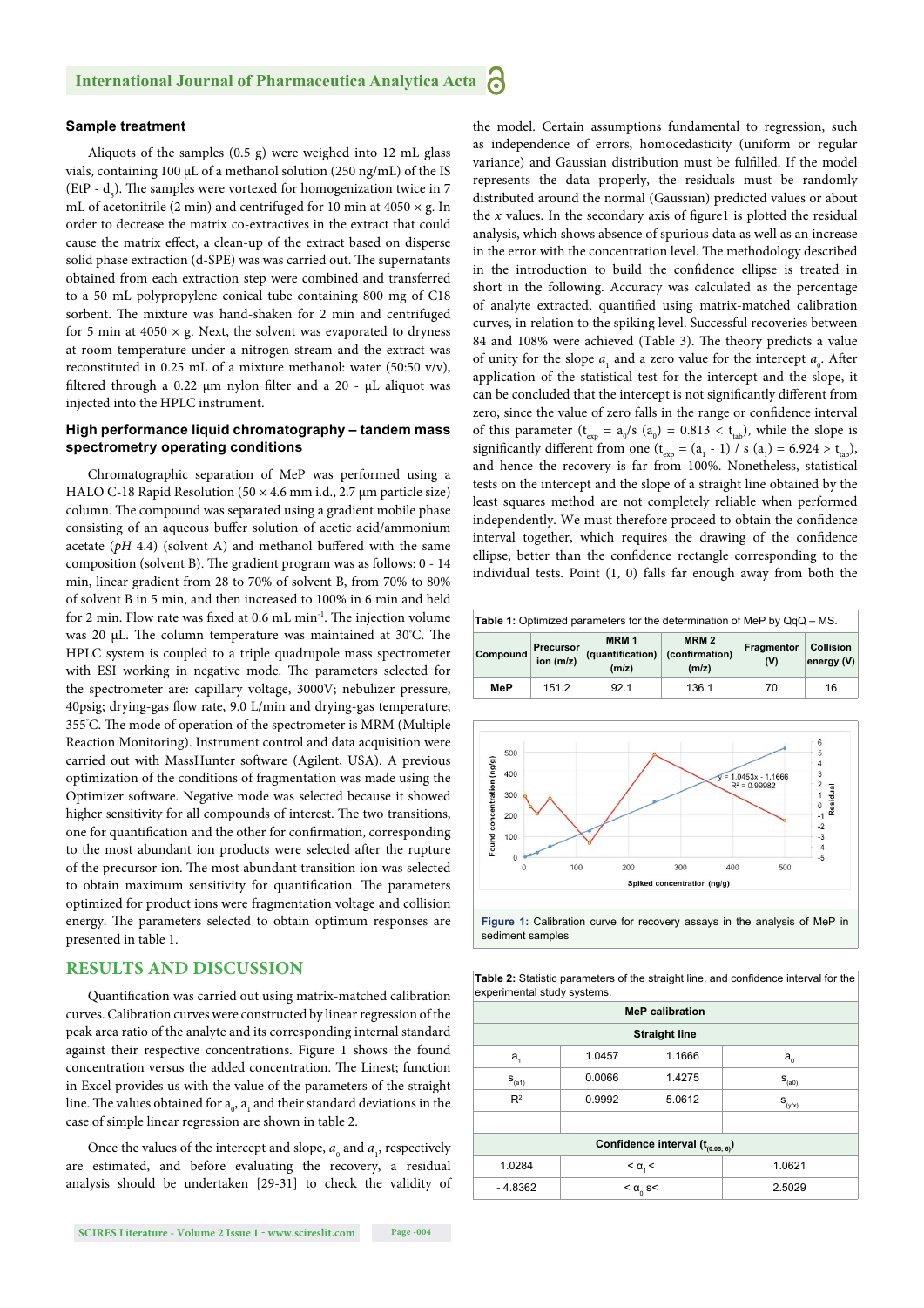### Sample treatment

Aliquots of the samples (0.5 g) were weighed into 12 mL glass vials, containing 100 µL of a methanol solution (250 ng/mL) of the IS (EtP - $d_5$). The samples were vortexed for homogenization twice in 7 mL of acetonitrile (2 min) and centrifuged for 10 min at 4050 × g. In order to decrease the matrix co-extractives in the extract that could cause the matrix effect, a clean-up of the extract based on disperse solid phase extraction (d-SPE) was was carried out. The supernatants obtained from each extraction step were combined and transferred to a 50 mL polypropylene conical tube containing 800 mg of C18 sorbent. The mixture was hand-shaken for 2 min and centrifuged for 5 min at 4050 × g. Next, the solvent was evaporated to dryness at room temperature under a nitrogen stream and the extract was reconstituted in 0.25 mL of a mixture methanol: water (50:50 v/v), filtered through a 0.22 µm nylon filter and a 20 - µL aliquot was injected into the HPLC instrument.

### High performance liquid chromatography – tandem mass spectrometry operating conditions

Chromatographic separation of MeP was performed using a HALO C-18 Rapid Resolution (50 × 4.6 mm i.d., 2.7 µm particle size) column. The compound was separated using a gradient mobile phase consisting of an aqueous buffer solution of acetic acid/ammonium acetate (*pH* 4.4) (solvent A) and methanol buffered with the same composition (solvent B). The gradient program was as follows: 0 - 14 min, linear gradient from 28 to 70% of solvent B, from 70% to 80% of solvent B in 5 min, and then increased to 100% in 6 min and held for 2 min. Flow rate was fixed at 0.6 mL min$^{-1}$. The injection volume was 20 µL. The column temperature was maintained at 30°C. The HPLC system is coupled to a triple quadrupole mass spectrometer with ESI working in negative mode. The parameters selected for the spectrometer are: capillary voltage, 3000V; nebulizer pressure, 40psig; drying-gas flow rate, 9.0 L/min and drying-gas temperature, 355°C. The mode of operation of the spectrometer is MRM (Multiple Reaction Monitoring). Instrument control and data acquisition were carried out with MassHunter software (Agilent, USA). A previous optimization of the conditions of fragmentation was made using the Optimizer software. Negative mode was selected because it showed higher sensitivity for all compounds of interest. The two transitions, one for quantification and the other for confirmation, corresponding to the most abundant ion products were selected after the rupture of the precursor ion. The most abundant transition ion was selected to obtain maximum sensitivity for quantification. The parameters optimized for product ions were fragmentation voltage and collision energy. The parameters selected to obtain optimum responses are presented in table 1.

## RESULTS AND DISCUSSION

Quantification was carried out using matrix-matched calibration curves. Calibration curves were constructed by linear regression of the peak area ratio of the analyte and its corresponding internal standard against their respective concentrations. Figure 1 shows the found concentration versus the added concentration. The Linest; function in Excel provides us with the value of the parameters of the straight line. The values obtained for $a_0$, $a_1$ and their standard deviations in the case of simple linear regression are shown in table 2.

Once the values of the intercept and slope, $a_0$ and $a_1$, respectively are estimated, and before evaluating the recovery, a residual analysis should be undertaken [29-31] to check the validity of the model. Certain assumptions fundamental to regression, such as independence of errors, homocedasticity (uniform or regular variance) and Gaussian distribution must be fulfilled. If the model represents the data properly, the residuals must be randomly distributed around the normal (Gaussian) predicted values or about the *x* values. In the secondary axis of figure1 is plotted the residual analysis, which shows absence of spurious data as well as an increase in the error with the concentration level. The methodology described in the introduction to build the confidence ellipse is treated in short in the following. Accuracy was calculated as the percentage of analyte extracted, quantified using matrix-matched calibration curves, in relation to the spiking level. Successful recoveries between 84 and 108% were achieved (Table 3). The theory predicts a value of unity for the slope $a_1$ and a zero value for the intercept $a_0$. After application of the statistical test for the intercept and the slope, it can be concluded that the intercept is not significantly different from zero, since the value of zero falls in the range or confidence interval of this parameter ($t_{exp} = a_0/s\ (a_0) = 0.813 < t_{tab}$), while the slope is significantly different from one ($t_{exp} = (a_1 - 1) / s\ (a_1) = 6.924 > t_{tab}$), and hence the recovery is far from 100%. Nonetheless, statistical tests on the intercept and the slope of a straight line obtained by the least squares method are not completely reliable when performed independently. We must therefore proceed to build the confidence interval together, which requires the drawing of the confidence ellipse, better than the confidence rectangle corresponding to the individual tests. Point (1, 0) falls far enough away from both the

**Table 1:** Optimized parameters for the determination of MeP by QqQ – MS.

| Compound | Precursor ion (m/z) | MRM 1 (quantification) (m/z) | MRM 2 (confirmation) (m/z) | Fragmentor (V) | Collision energy (V) |
|---|---|---|---|---|---|
| MeP | 151.2 | 92.1 | 136.1 | 70 | 16 |

**Figure 1:** Calibration curve for recovery assays in the analysis of MeP in sediment samples

**Table 2:** Statistic parameters of the straight line, and confidence interval for the experimental study systems.

| MeP calibration | | | |
|---|---|---|---|
| Straight line | | | |
| $a_1$ | 1.0457 | 1.1666 | $a_0$ |
| $s_{(a1)}$ | 0.0066 | 1.4275 | $s_{(a0)}$ |
| $R^2$ | 0.9992 | 5.0612 | $s_{(y/x)}$ |
| | | | |
| Confidence interval ($t_{(0.05;\ 6)}$) | | | |
| 1.0284 | $< \alpha_1 <$ | | 1.0621 |
| - 4.8362 | $< \alpha_0\ s<$ | | 2.5029 |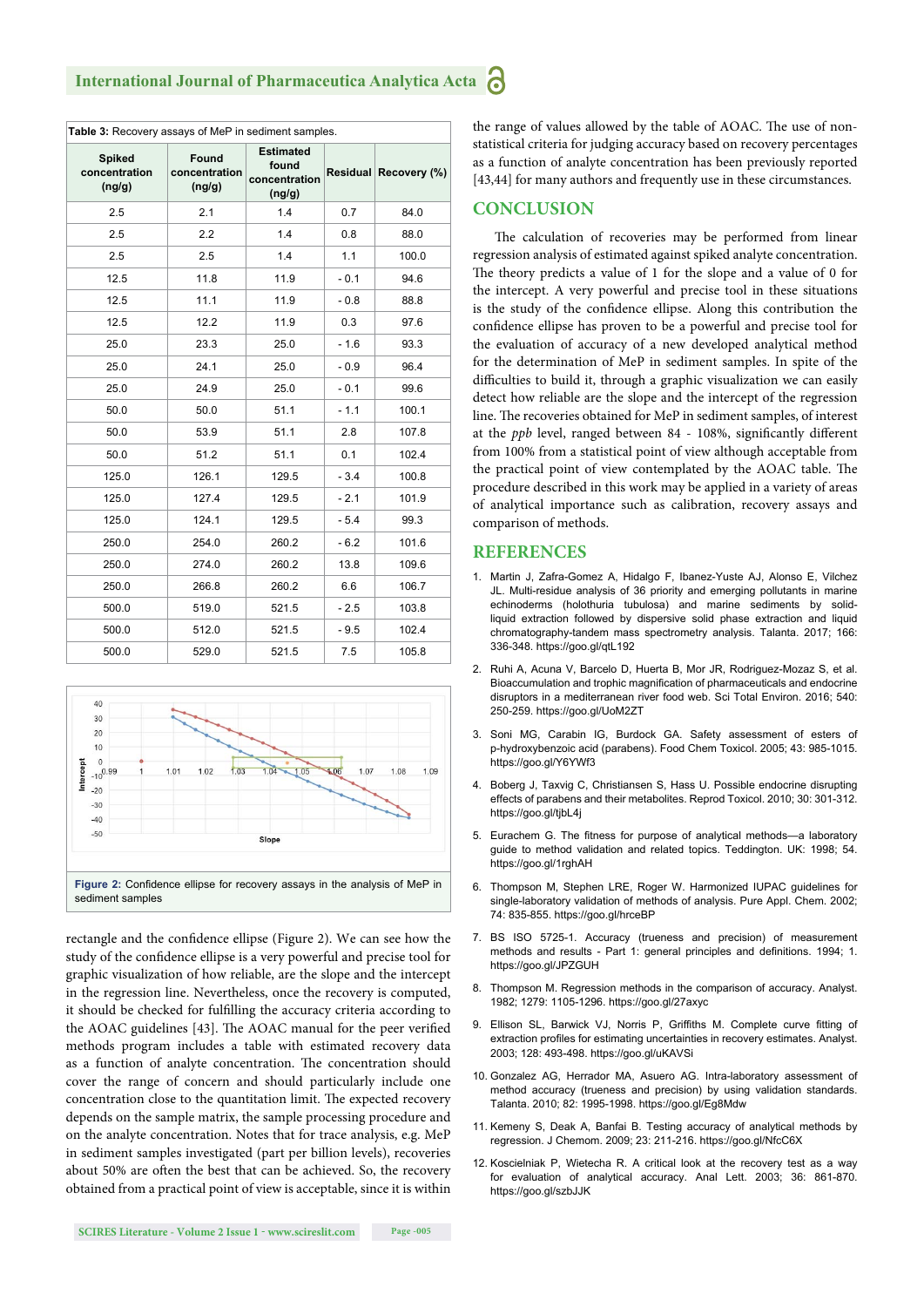Table 3: Recovery assays of MeP in sediment samples.

| Spiked concentration (ng/g) | Found concentration (ng/g) | Estimated found concentration (ng/g) | Residual | Recovery (%) |
|---|---|---|---|---|
| 2.5 | 2.1 | 1.4 | 0.7 | 84.0 |
| 2.5 | 2.2 | 1.4 | 0.8 | 88.0 |
| 2.5 | 2.5 | 1.4 | 1.1 | 100.0 |
| 12.5 | 11.8 | 11.9 | - 0.1 | 94.6 |
| 12.5 | 11.1 | 11.9 | - 0.8 | 88.8 |
| 12.5 | 12.2 | 11.9 | 0.3 | 97.6 |
| 25.0 | 23.3 | 25.0 | - 1.6 | 93.3 |
| 25.0 | 24.1 | 25.0 | - 0.9 | 96.4 |
| 25.0 | 24.9 | 25.0 | - 0.1 | 99.6 |
| 50.0 | 50.0 | 51.1 | - 1.1 | 100.1 |
| 50.0 | 53.9 | 51.1 | 2.8 | 107.8 |
| 50.0 | 51.2 | 51.1 | 0.1 | 102.4 |
| 125.0 | 126.1 | 129.5 | - 3.4 | 100.8 |
| 125.0 | 127.4 | 129.5 | - 2.1 | 101.9 |
| 125.0 | 124.1 | 129.5 | - 5.4 | 99.3 |
| 250.0 | 254.0 | 260.2 | - 6.2 | 101.6 |
| 250.0 | 274.0 | 260.2 | 13.8 | 109.6 |
| 250.0 | 266.8 | 260.2 | 6.6 | 106.7 |
| 500.0 | 519.0 | 521.5 | - 2.5 | 103.8 |
| 500.0 | 512.0 | 521.5 | - 9.5 | 102.4 |
| 500.0 | 529.0 | 521.5 | 7.5 | 105.8 |

Figure 2: Confidence ellipse for recovery assays in the analysis of MeP in sediment samples

rectangle and the confidence ellipse (Figure 2). We can see how the study of the confidence ellipse is a very powerful and precise tool for graphic visualization of how reliable, are the slope and the intercept in the regression line. Nevertheless, once the recovery is computed, it should be checked for fulfilling the accuracy criteria according to the AOAC guidelines [43]. The AOAC manual for the peer verified methods program includes a table with estimated recovery data as a function of analyte concentration. The concentration should cover the range of concern and should particularly include one concentration close to the quantitation limit. The expected recovery depends on the sample matrix, the sample processing procedure and on the analyte concentration. Notes that for trace analysis, e.g. MeP in sediment samples investigated (part per billion levels), recoveries about 50% are often the best that can be achieved. So, the recovery obtained from a practical point of view is acceptable, since it is within the range of values allowed by the table of AOAC. The use of non-statistical criteria for judging accuracy based on recovery percentages as a function of analyte concentration has been previously reported [43,44] for many authors and frequently use in these circumstances.

## CONCLUSION

The calculation of recoveries may be performed from linear regression analysis of estimated against spiked analyte concentration. The theory predicts a value of 1 for the slope and a value of 0 for the intercept. A very powerful and precise tool in these situations is the study of the confidence ellipse. Along this contribution the confidence ellipse has proven to be a powerful and precise tool for the evaluation of accuracy of a new developed analytical method for the determination of MeP in sediment samples. In spite of the difficulties to build it, through a graphic visualization we can easily detect how reliable are the slope and the intercept of the regression line. The recoveries obtained for MeP in sediment samples, of interest at the *ppb* level, ranged between 84 - 108%, significantly different from 100% from a statistical point of view although acceptable from the practical point of view contemplated by the AOAC table. The procedure described in this work may be applied in a variety of areas of analytical importance such as calibration, recovery assays and comparison of methods.

## REFERENCES

1. Martin J, Zafra-Gomez A, Hidalgo F, Ibanez-Yuste AJ, Alonso E, Vilchez JL. Multi-residue analysis of 36 priority and emerging pollutants in marine echinoderms (holothuria tubulosa) and marine sediments by solid-liquid extraction followed by dispersive solid phase extraction and liquid chromatography-tandem mass spectrometry analysis. Talanta. 2017; 166: 336-348. https://goo.gl/qtL192
2. Ruhi A, Acuna V, Barcelo D, Huerta B, Mor JR, Rodriguez-Mozaz S, et al. Bioaccumulation and trophic magnification of pharmaceuticals and endocrine disruptors in a mediterranean river food web. Sci Total Environ. 2016; 540: 250-259. https://goo.gl/UoM2ZT
3. Soni MG, Carabin IG, Burdock GA. Safety assessment of esters of p-hydroxybenzoic acid (parabens). Food Chem Toxicol. 2005; 43: 985-1015. https://goo.gl/Y6YWf3
4. Boberg J, Taxvig C, Christiansen S, Hass U. Possible endocrine disrupting effects of parabens and their metabolites. Reprod Toxicol. 2010; 30: 301-312. https://goo.gl/tjbL4j
5. Eurachem G. The fitness for purpose of analytical methods—a laboratory guide to method validation and related topics. Teddington. UK: 1998; 54. https://goo.gl/1rghAH
6. Thompson M, Stephen LRE, Roger W. Harmonized IUPAC guidelines for single-laboratory validation of methods of analysis. Pure Appl. Chem. 2002; 74: 835-855. https://goo.gl/hrceBP
7. BS ISO 5725-1. Accuracy (trueness and precision) of measurement methods and results - Part 1: general principles and definitions. 1994; 1. https://goo.gl/JPZGUH
8. Thompson M. Regression methods in the comparison of accuracy. Analyst. 1982; 1279: 1105-1296. https://goo.gl/27axyc
9. Ellison SL, Barwick VJ, Norris P, Griffiths M. Complete curve fitting of extraction profiles for estimating uncertainties in recovery estimates. Analyst. 2003; 128: 493-498. https://goo.gl/uKAVSi
10. Gonzalez AG, Herrador MA, Asuero AG. Intra-laboratory assessment of method accuracy (trueness and precision) by using validation standards. Talanta. 2010; 82: 1995-1998. https://goo.gl/Eg8Mdw
11. Kemeny S, Deak A, Banfai B. Testing accuracy of analytical methods by regression. J Chemom. 2009; 23: 211-216. https://goo.gl/NfcC6X
12. Koscielniak P, Wietecha R. A critical look at the recovery test as a way for evaluation of analytical accuracy. Anal Lett. 2003; 36: 861-870. https://goo.gl/szbJJK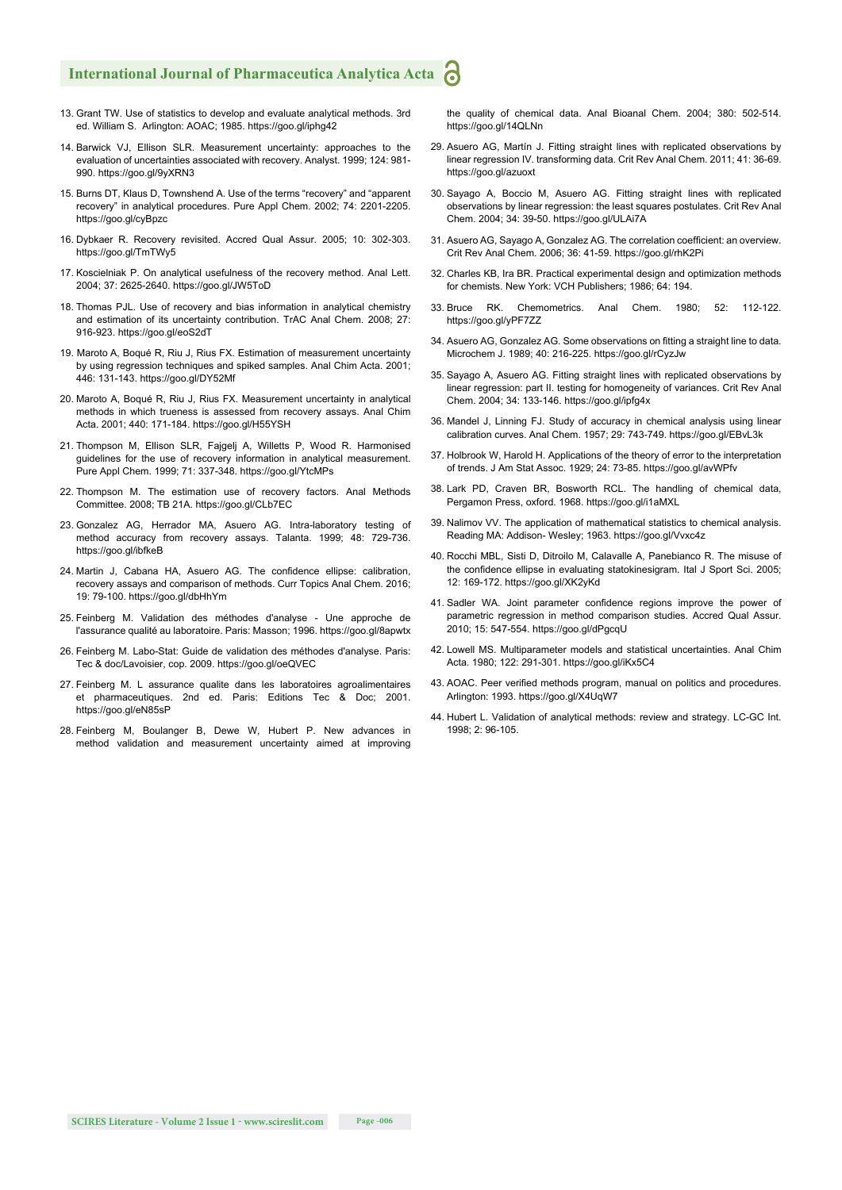13. Grant TW. Use of statistics to develop and evaluate analytical methods. 3rd ed. William S. Arlington: AOAC; 1985. https://goo.gl/iphg42
14. Barwick VJ, Ellison SLR. Measurement uncertainty: approaches to the evaluation of uncertainties associated with recovery. Analyst. 1999; 124: 981-990. https://goo.gl/9yXRN3
15. Burns DT, Klaus D, Townshend A. Use of the terms "recovery" and "apparent recovery" in analytical procedures. Pure Appl Chem. 2002; 74: 2201-2205. https://goo.gl/cyBpzc
16. Dybkaer R. Recovery revisited. Accred Qual Assur. 2005; 10: 302-303. https://goo.gl/TmTWy5
17. Koscielniak P. On analytical usefulness of the recovery method. Anal Lett. 2004; 37: 2625-2640. https://goo.gl/JW5ToD
18. Thomas PJL. Use of recovery and bias information in analytical chemistry and estimation of its uncertainty contribution. TrAC Anal Chem. 2008; 27: 916-923. https://goo.gl/eoS2dT
19. Maroto A, Boqué R, Riu J, Rius FX. Estimation of measurement uncertainty by using regression techniques and spiked samples. Anal Chim Acta. 2001; 446: 131-143. https://goo.gl/DY52Mf
20. Maroto A, Boqué R, Riu J, Rius FX. Measurement uncertainty in analytical methods in which trueness is assessed from recovery assays. Anal Chim Acta. 2001; 440: 171-184. https://goo.gl/H55YSH
21. Thompson M, Ellison SLR, Fajgelj A, Willetts P, Wood R. Harmonised guidelines for the use of recovery information in analytical measurement. Pure Appl Chem. 1999; 71: 337-348. https://goo.gl/YtcMPs
22. Thompson M. The estimation use of recovery factors. Anal Methods Committee. 2008; TB 21A. https://goo.gl/CLb7EC
23. Gonzalez AG, Herrador MA, Asuero AG. Intra-laboratory testing of method accuracy from recovery assays. Talanta. 1999; 48: 729-736. https://goo.gl/ibfkeB
24. Martin J, Cabana HA, Asuero AG. The confidence ellipse: calibration, recovery assays and comparison of methods. Curr Topics Anal Chem. 2016; 19: 79-100. https://goo.gl/dbHhYm
25. Feinberg M. Validation des méthodes d'analyse - Une approche de l'assurance qualité au laboratoire. Paris: Masson; 1996. https://goo.gl/8apwtx
26. Feinberg M. Labo-Stat: Guide de validation des méthodes d'analyse. Paris: Tec & doc/Lavoisier, cop. 2009. https://goo.gl/oeQVEC
27. Feinberg M. L assurance qualite dans les laboratoires agroalimentaires et pharmaceutiques. 2nd ed. Paris: Editions Tec & Doc; 2001. https://goo.gl/eN85sP
28. Feinberg M, Boulanger B, Dewe W, Hubert P. New advances in method validation and measurement uncertainty aimed at improving the quality of chemical data. Anal Bioanal Chem. 2004; 380: 502-514. https://goo.gl/14QLNn
29. Asuero AG, Martín J. Fitting straight lines with replicated observations by linear regression IV. transforming data. Crit Rev Anal Chem. 2011; 41: 36-69. https://goo.gl/azuoxt
30. Sayago A, Boccio M, Asuero AG. Fitting straight lines with replicated observations by linear regression: the least squares postulates. Crit Rev Anal Chem. 2004; 34: 39-50. https://goo.gl/ULAi7A
31. Asuero AG, Sayago A, Gonzalez AG. The correlation coefficient: an overview. Crit Rev Anal Chem. 2006; 36: 41-59. https://goo.gl/rhK2Pi
32. Charles KB, Ira BR. Practical experimental design and optimization methods for chemists. New York: VCH Publishers; 1986; 64: 194.
33. Bruce RK. Chemometrics. Anal Chem. 1980; 52: 112-122. https://goo.gl/yPF7ZZ
34. Asuero AG, Gonzalez AG. Some observations on fitting a straight line to data. Microchem J. 1989; 40: 216-225. https://goo.gl/rCyzJw
35. Sayago A, Asuero AG. Fitting straight lines with replicated observations by linear regression: part II. testing for homogeneity of variances. Crit Rev Anal Chem. 2004; 34: 133-146. https://goo.gl/ipfg4x
36. Mandel J, Linning FJ. Study of accuracy in chemical analysis using linear calibration curves. Anal Chem. 1957; 29: 743-749. https://goo.gl/EBvL3k
37. Holbrook W, Harold H. Applications of the theory of error to the interpretation of trends. J Am Stat Assoc. 1929; 24: 73-85. https://goo.gl/avWPfv
38. Lark PD, Craven BR, Bosworth RCL. The handling of chemical data, Pergamon Press, oxford. 1968. https://goo.gl/i1aMXL
39. Nalimov VV. The application of mathematical statistics to chemical analysis. Reading MA: Addison- Wesley; 1963. https://goo.gl/Vvxc4z
40. Rocchi MBL, Sisti D, Ditroilo M, Calavalle A, Panebianco R. The misuse of the confidence ellipse in evaluating statokinesigram. Ital J Sport Sci. 2005; 12: 169-172. https://goo.gl/XK2yKd
41. Sadler WA. Joint parameter confidence regions improve the power of parametric regression in method comparison studies. Accred Qual Assur. 2010; 15: 547-554. https://goo.gl/dPgcqU
42. Lowell MS. Multiparameter models and statistical uncertainties. Anal Chim Acta. 1980; 122: 291-301. https://goo.gl/iKx5C4
43. AOAC. Peer verified methods program, manual on politics and procedures. Arlington: 1993. https://goo.gl/X4UqW7
44. Hubert L. Validation of analytical methods: review and strategy. LC-GC Int. 1998; 2: 96-105.